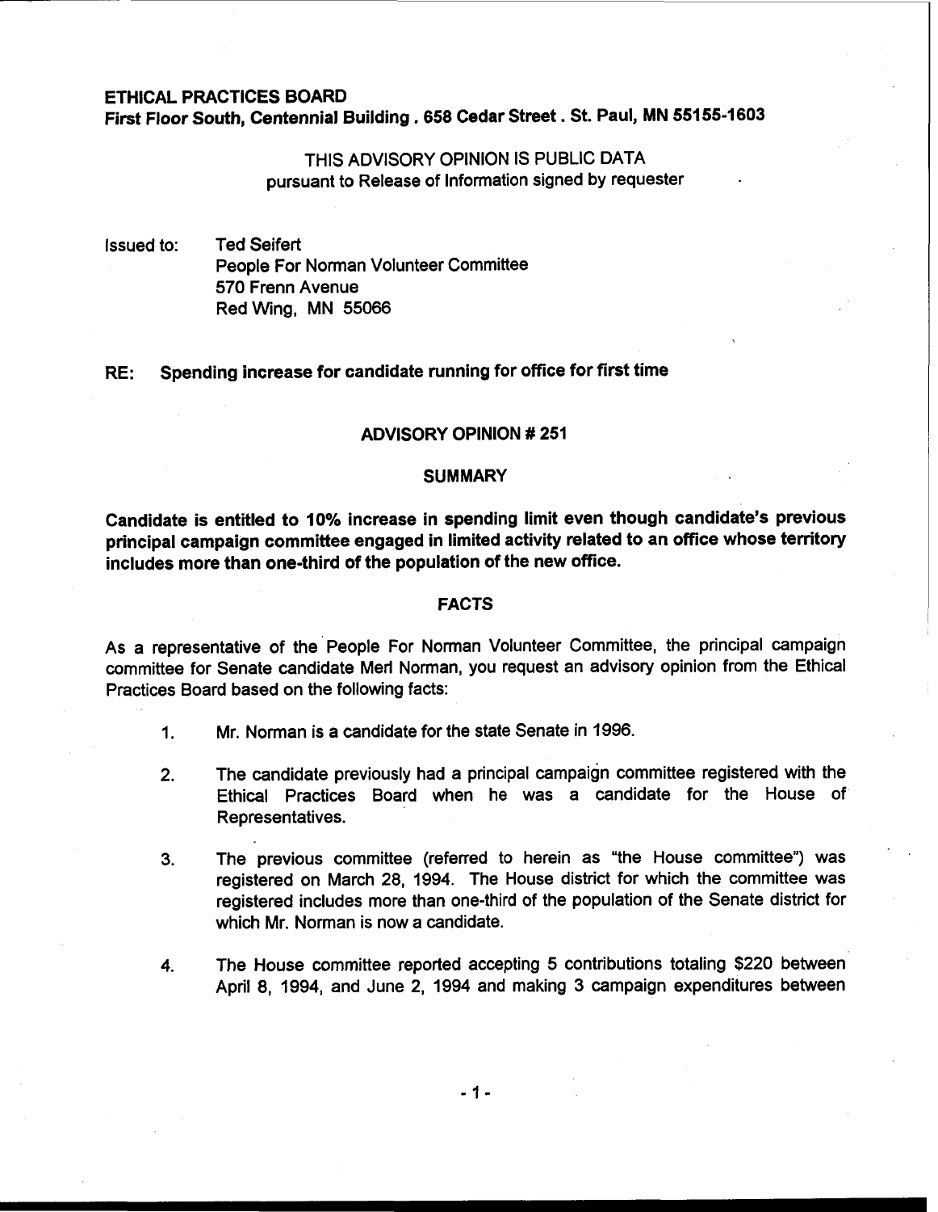**ETHICAL PRACTICES BOARD**
**First Floor South, Centennial Building . 658 Cedar Street . St. Paul, MN 55155-1603**

THIS ADVISORY OPINION IS PUBLIC DATA
pursuant to Release of Information signed by requester

Issued to: Ted Seifert
People For Norman Volunteer Committee
570 Frenn Avenue
Red Wing, MN 55066

**RE: Spending increase for candidate running for office for first time**

## ADVISORY OPINION # 251

## SUMMARY

**Candidate is entitled to 10% increase in spending limit even though candidate's previous principal campaign committee engaged in limited activity related to an office whose territory includes more than one-third of the population of the new office.**

## FACTS

As a representative of the People For Norman Volunteer Committee, the principal campaign committee for Senate candidate Merl Norman, you request an advisory opinion from the Ethical Practices Board based on the following facts:

1. Mr. Norman is a candidate for the state Senate in 1996.
2. The candidate previously had a principal campaign committee registered with the Ethical Practices Board when he was a candidate for the House of Representatives.
3. The previous committee (referred to herein as "the House committee") was registered on March 28, 1994. The House district for which the committee was registered includes more than one-third of the population of the Senate district for which Mr. Norman is now a candidate.
4. The House committee reported accepting 5 contributions totaling $220 between April 8, 1994, and June 2, 1994 and making 3 campaign expenditures between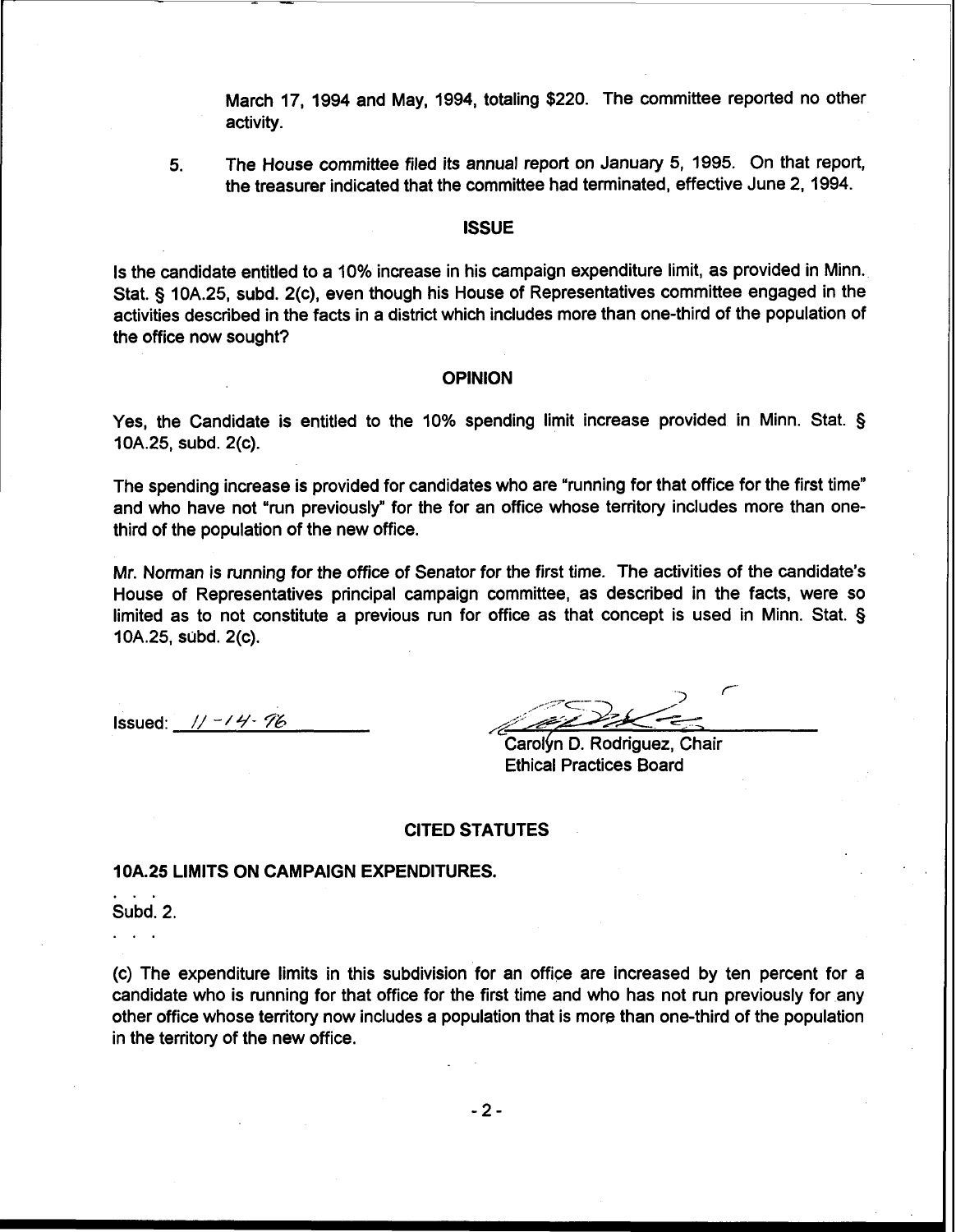March 17, 1994 and May, 1994, totaling $220. The committee reported no other activity.

5. The House committee filed its annual report on January 5, 1995. On that report, the treasurer indicated that the committee had terminated, effective June 2, 1994.

## ISSUE

Is the candidate entitled to a 10% increase in his campaign expenditure limit, as provided in Minn. Stat. § 10A.25, subd. 2(c), even though his House of Representatives committee engaged in the activities described in the facts in a district which includes more than one-third of the population of the office now sought?

## OPINION

Yes, the Candidate is entitled to the 10% spending limit increase provided in Minn. Stat. § 10A.25, subd. 2(c).

The spending increase is provided for candidates who are "running for that office for the first time" and who have not "run previously" for the for an office whose territory includes more than one-third of the population of the new office.

Mr. Norman is running for the office of Senator for the first time. The activities of the candidate's House of Representatives principal campaign committee, as described in the facts, were so limited as to not constitute a previous run for office as that concept is used in Minn. Stat. § 10A.25, subd. 2(c).

Issued: 11-14-96

Carolyn D. Rodriguez, Chair
Ethical Practices Board

## CITED STATUTES

### 10A.25 LIMITS ON CAMPAIGN EXPENDITURES.

. . .

Subd. 2.

. . .

(c) The expenditure limits in this subdivision for an office are increased by ten percent for a candidate who is running for that office for the first time and who has not run previously for any other office whose territory now includes a population that is more than one-third of the population in the territory of the new office.